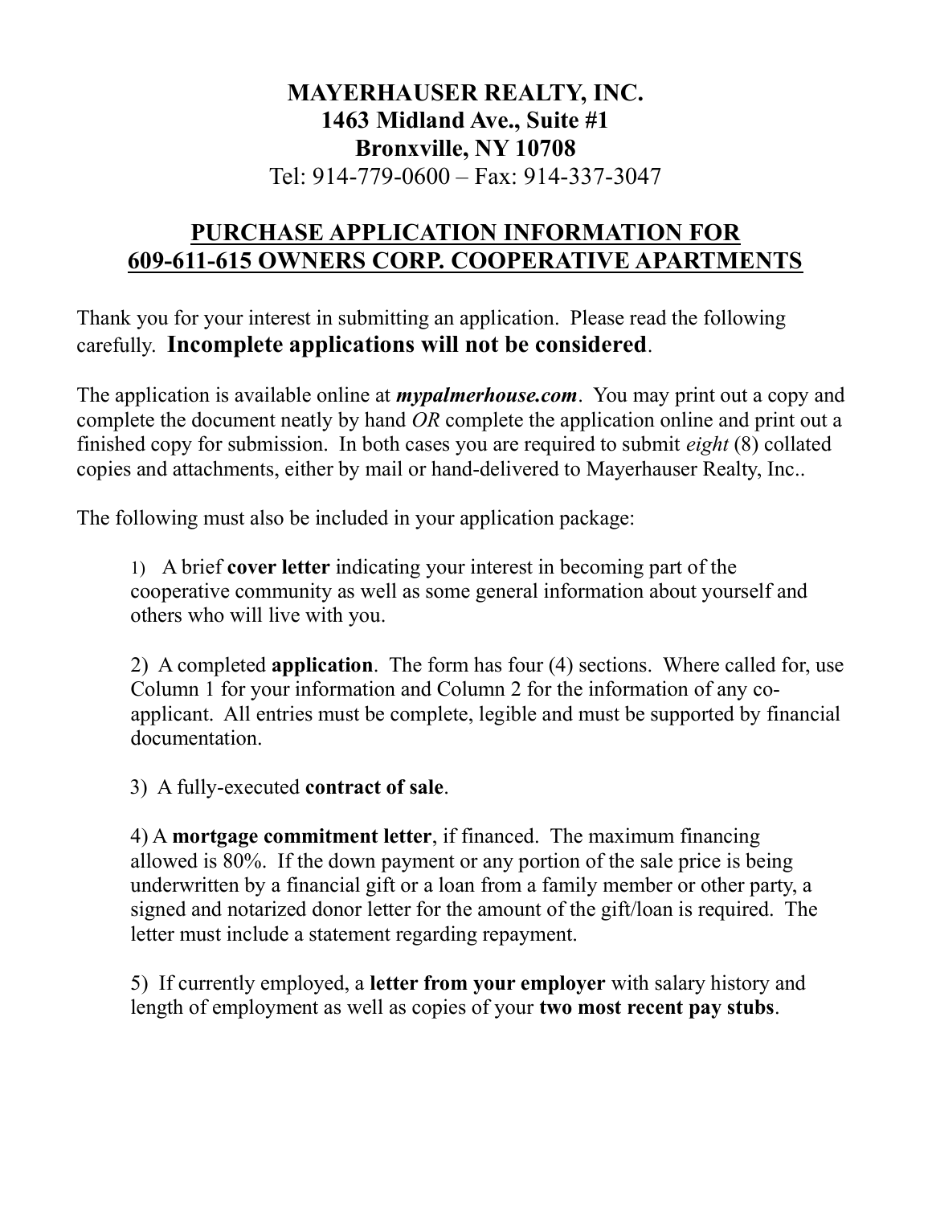# MAYERHAUSER REALTY, INC.
## 1463 Midland Ave., Suite #1
## Bronxville, NY 10708

Tel: 914-779-0600 – Fax: 914-337-3047

## PURCHASE APPLICATION INFORMATION FOR 609-611-615 OWNERS CORP. COOPERATIVE APARTMENTS

Thank you for your interest in submitting an application. Please read the following carefully. **Incomplete applications will not be considered**.

The application is available online at ***mypalmerhouse.com***. You may print out a copy and complete the document neatly by hand *OR* complete the application online and print out a finished copy for submission. In both cases you are required to submit *eight* (8) collated copies and attachments, either by mail or hand-delivered to Mayerhauser Realty, Inc..

The following must also be included in your application package:

1) A brief **cover letter** indicating your interest in becoming part of the cooperative community as well as some general information about yourself and others who will live with you.

2) A completed **application**. The form has four (4) sections. Where called for, use Column 1 for your information and Column 2 for the information of any co-applicant. All entries must be complete, legible and must be supported by financial documentation.

3) A fully-executed **contract of sale**.

4) A **mortgage commitment letter**, if financed. The maximum financing allowed is 80%. If the down payment or any portion of the sale price is being underwritten by a financial gift or a loan from a family member or other party, a signed and notarized donor letter for the amount of the gift/loan is required. The letter must include a statement regarding repayment.

5) If currently employed, a **letter from your employer** with salary history and length of employment as well as copies of your **two most recent pay stubs**.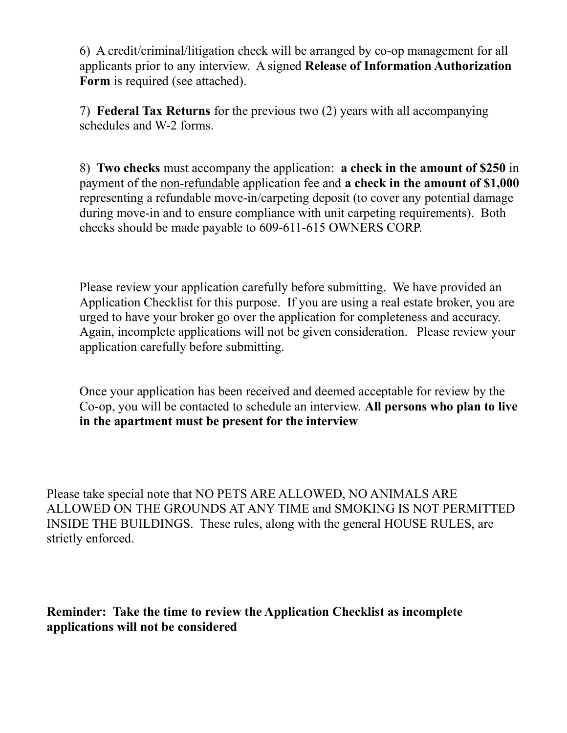6) A credit/criminal/litigation check will be arranged by co-op management for all applicants prior to any interview. A signed **Release of Information Authorization Form** is required (see attached).

7) **Federal Tax Returns** for the previous two (2) years with all accompanying schedules and W-2 forms.

8) **Two checks** must accompany the application: **a check in the amount of $250** in payment of the non-refundable application fee and **a check in the amount of $1,000** representing a refundable move-in/carpeting deposit (to cover any potential damage during move-in and to ensure compliance with unit carpeting requirements). Both checks should be made payable to 609-611-615 OWNERS CORP.

Please review your application carefully before submitting. We have provided an Application Checklist for this purpose. If you are using a real estate broker, you are urged to have your broker go over the application for completeness and accuracy. Again, incomplete applications will not be given consideration. Please review your application carefully before submitting.

Once your application has been received and deemed acceptable for review by the Co-op, you will be contacted to schedule an interview. **All persons who plan to live in the apartment must be present for the interview**

Please take special note that NO PETS ARE ALLOWED, NO ANIMALS ARE ALLOWED ON THE GROUNDS AT ANY TIME and SMOKING IS NOT PERMITTED INSIDE THE BUILDINGS. These rules, along with the general HOUSE RULES, are strictly enforced.

**Reminder: Take the time to review the Application Checklist as incomplete applications will not be considered**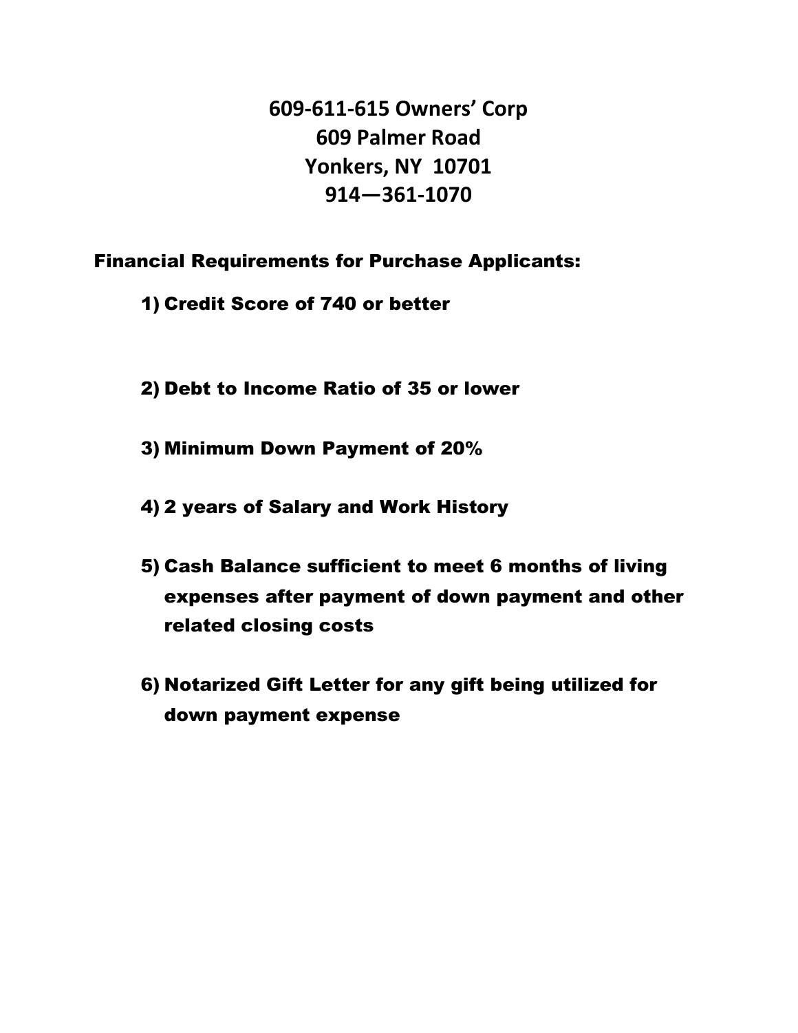# 609-611-615 Owners' Corp
# 609 Palmer Road
# Yonkers, NY 10701
# 914—361-1070

**Financial Requirements for Purchase Applicants:**

1) **Credit Score of 740 or better**

2) **Debt to Income Ratio of 35 or lower**

3) **Minimum Down Payment of 20%**

4) **2 years of Salary and Work History**

5) **Cash Balance sufficient to meet 6 months of living expenses after payment of down payment and other related closing costs**

6) **Notarized Gift Letter for any gift being utilized for down payment expense**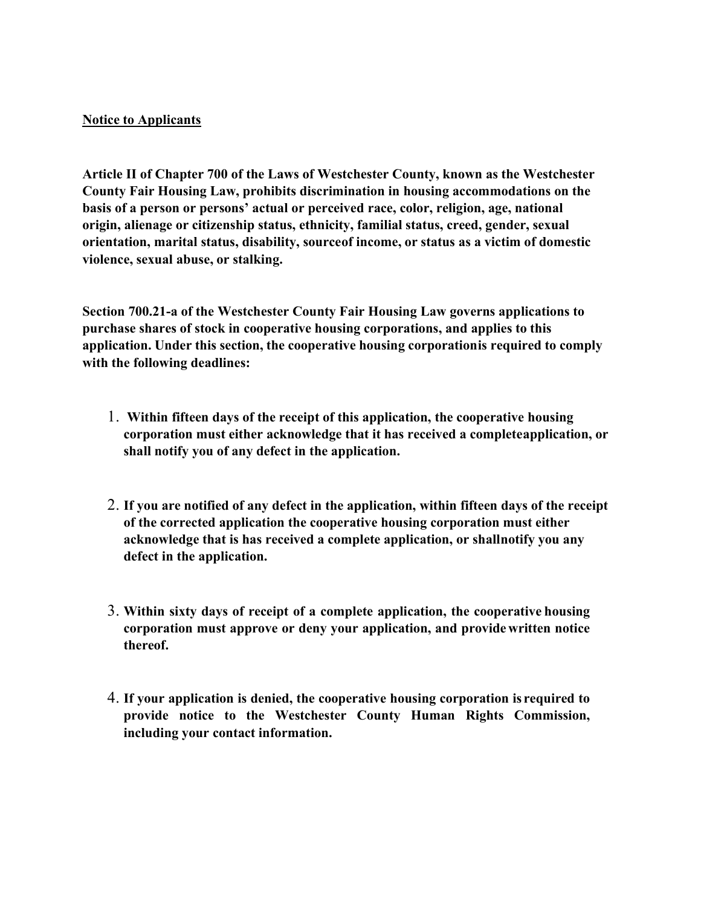<u>**Notice to Applicants**</u>

**Article II of Chapter 700 of the Laws of Westchester County, known as the Westchester County Fair Housing Law, prohibits discrimination in housing accommodations on the basis of a person or persons' actual or perceived race, color, religion, age, national origin, alienage or citizenship status, ethnicity, familial status, creed, gender, sexual orientation, marital status, disability, sourceof income, or status as a victim of domestic violence, sexual abuse, or stalking.**

**Section 700.21-a of the Westchester County Fair Housing Law governs applications to purchase shares of stock in cooperative housing corporations, and applies to this application. Under this section, the cooperative housing corporationis required to comply with the following deadlines:**

1. **Within fifteen days of the receipt of this application, the cooperative housing corporation must either acknowledge that it has received a completeapplication, or shall notify you of any defect in the application.**

2. **If you are notified of any defect in the application, within fifteen days of the receipt of the corrected application the cooperative housing corporation must either acknowledge that is has received a complete application, or shallnotify you any defect in the application.**

3. **Within sixty days of receipt of a complete application, the cooperative housing corporation must approve or deny your application, and provide written notice thereof.**

4. **If your application is denied, the cooperative housing corporation is required to provide notice to the Westchester County Human Rights Commission, including your contact information.**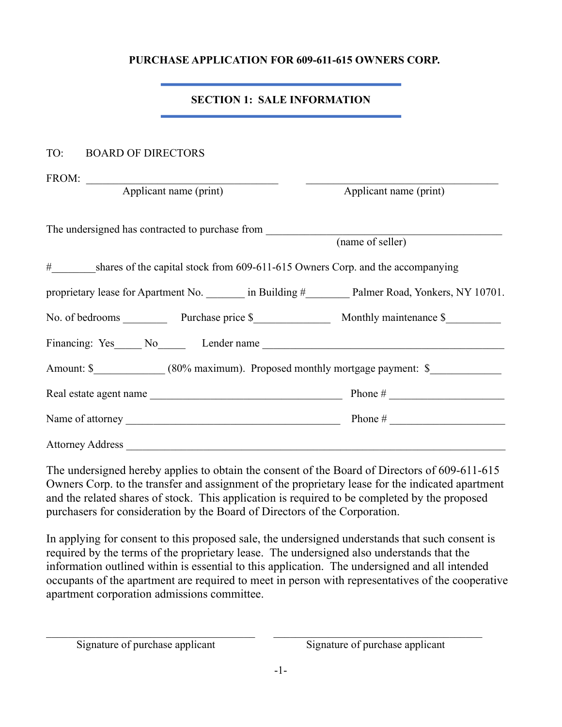**PURCHASE APPLICATION FOR 609-611-615 OWNERS CORP.**

## SECTION 1: SALE INFORMATION

TO: BOARD OF DIRECTORS

FROM: ________________________________ ________________________________
Applicant name (print) Applicant name (print)

The undersigned has contracted to purchase from ________________________________________
(name of seller)

#________shares of the capital stock from 609-611-615 Owners Corp. and the accompanying

proprietary lease for Apartment No. _______ in Building #________ Palmer Road, Yonkers, NY 10701.

No. of bedrooms ________ Purchase price $______________ Monthly maintenance $__________

Financing: Yes_____ No_____ Lender name ________________________________________

Amount: $_____________ (80% maximum). Proposed monthly mortgage payment: $_____________

Real estate agent name ________________________________ Phone # ____________________

Name of attorney ____________________________________ Phone # ____________________

Attorney Address ____________________________________________________________

The undersigned hereby applies to obtain the consent of the Board of Directors of 609-611-615 Owners Corp. to the transfer and assignment of the proprietary lease for the indicated apartment and the related shares of stock. This application is required to be completed by the proposed purchasers for consideration by the Board of Directors of the Corporation.

In applying for consent to this proposed sale, the undersigned understands that such consent is required by the terms of the proprietary lease. The undersigned also understands that the information outlined within is essential to this application. The undersigned and all intended occupants of the apartment are required to meet in person with representatives of the cooperative apartment corporation admissions committee.

________________________________ ________________________________
Signature of purchase applicant Signature of purchase applicant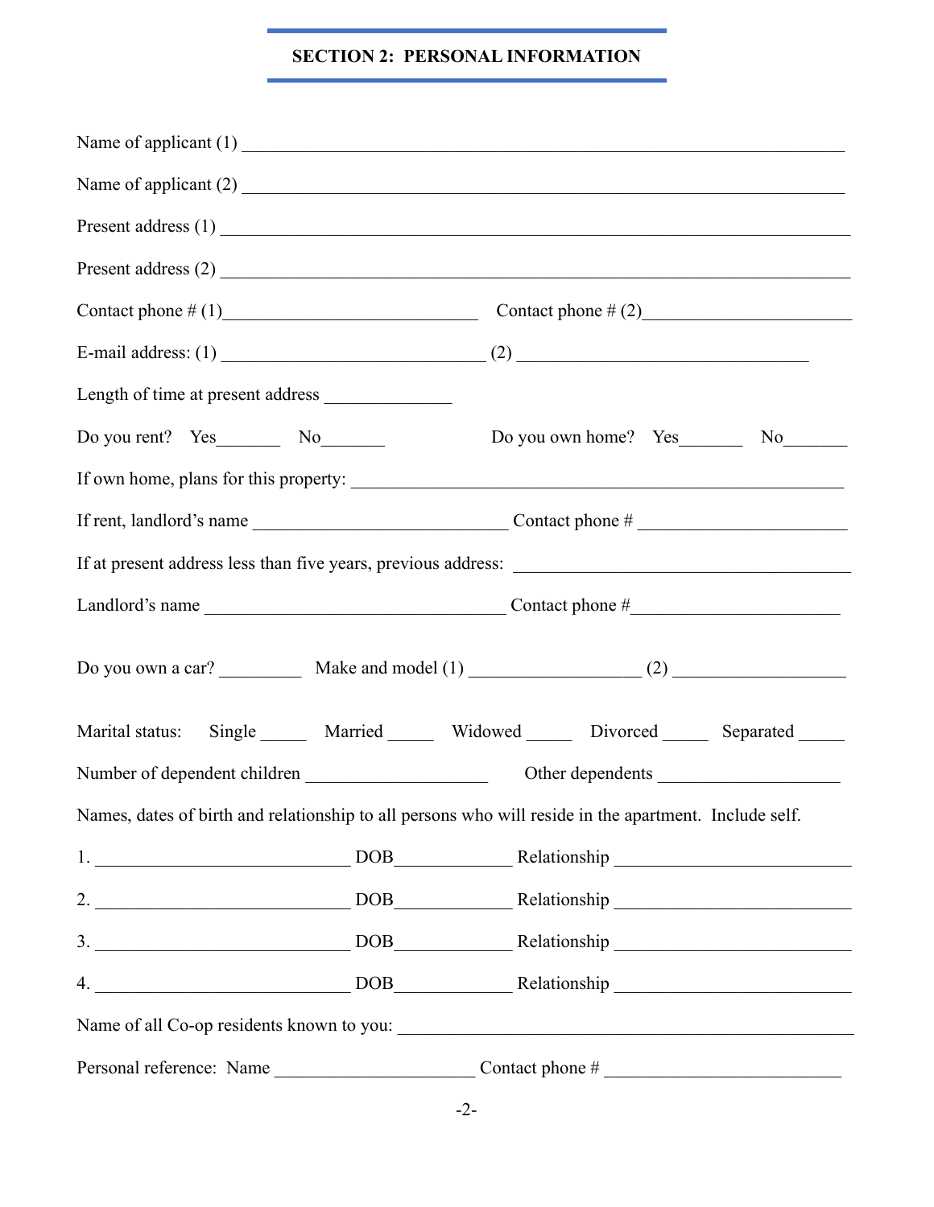## SECTION 2: PERSONAL INFORMATION

Name of applicant (1) ___________________________________________________________________

Name of applicant (2) ___________________________________________________________________

Present address (1) _____________________________________________________________________

Present address (2) _____________________________________________________________________

Contact phone # (1)____________________________ Contact phone # (2)______________________

E-mail address: (1) _____________________________ (2) _________________________________

Length of time at present address ______________

Do you rent? Yes_______ No_______ Do you own home? Yes_______ No_______

If own home, plans for this property: _____________________________________________________

If rent, landlord's name ____________________________ Contact phone # ______________________

If at present address less than five years, previous address: _____________________________________

Landlord's name _________________________________ Contact phone #______________________

Do you own a car? _________ Make and model (1) __________________ (2) __________________

Marital status: Single _____ Married _____ Widowed _____ Divorced _____ Separated _____

Number of dependent children ____________________ Other dependents ____________________

Names, dates of birth and relationship to all persons who will reside in the apartment. Include self.

1. ____________________________ DOB_____________ Relationship __________________________

2. ____________________________ DOB_____________ Relationship __________________________

3. ____________________________ DOB_____________ Relationship __________________________

4. ____________________________ DOB_____________ Relationship __________________________

Name of all Co-op residents known to you: ___________________________________________________

Personal reference: Name _____________________ Contact phone # _________________________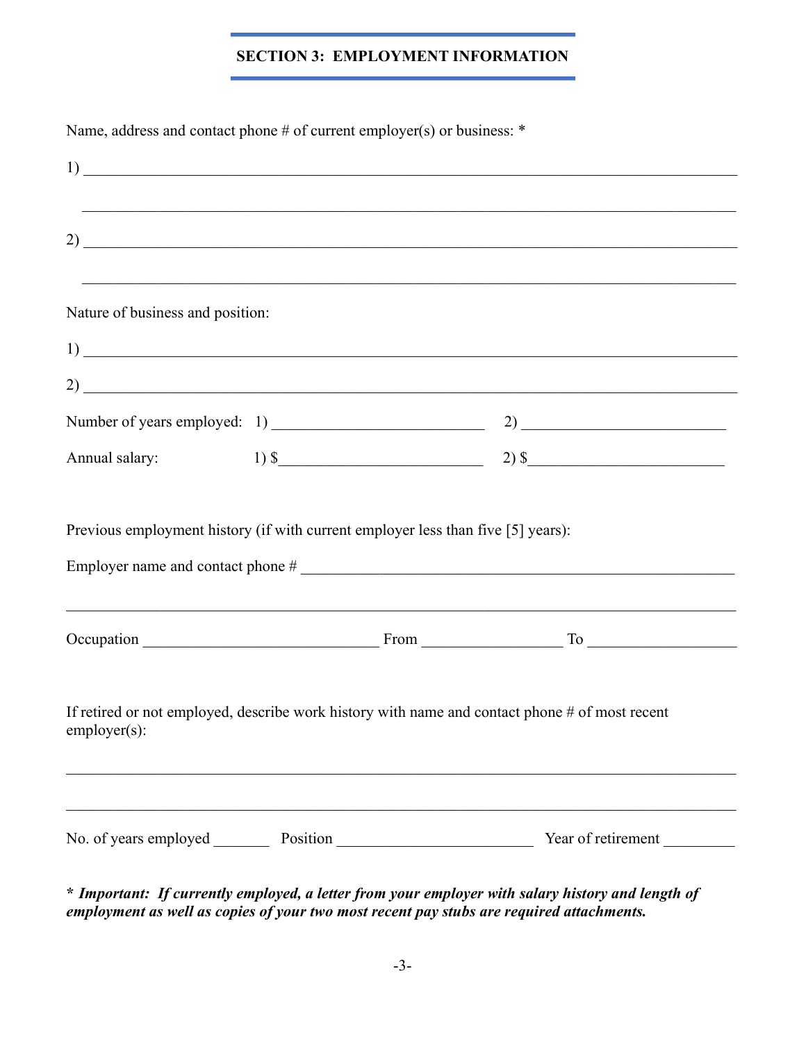## SECTION 3: EMPLOYMENT INFORMATION

Name, address and contact phone # of current employer(s) or business: *

1) ______________________________________________________________________________

______________________________________________________________________________

2) ______________________________________________________________________________

______________________________________________________________________________

Nature of business and position:

1) ______________________________________________________________________________

2) ______________________________________________________________________________

Number of years employed: 1) ___________________________ 2) ___________________________

Annual salary: 1) $___________________________ 2) $___________________________

Previous employment history (if with current employer less than five [5] years):

Employer name and contact phone # ________________________________________________________

______________________________________________________________________________

Occupation ______________________________ From __________________ To ___________________

If retired or not employed, describe work history with name and contact phone # of most recent employer(s):

______________________________________________________________________________

______________________________________________________________________________

No. of years employed _______ Position ________________________ Year of retirement _________

***\* Important: If currently employed, a letter from your employer with salary history and length of employment as well as copies of your two most recent pay stubs are required attachments.***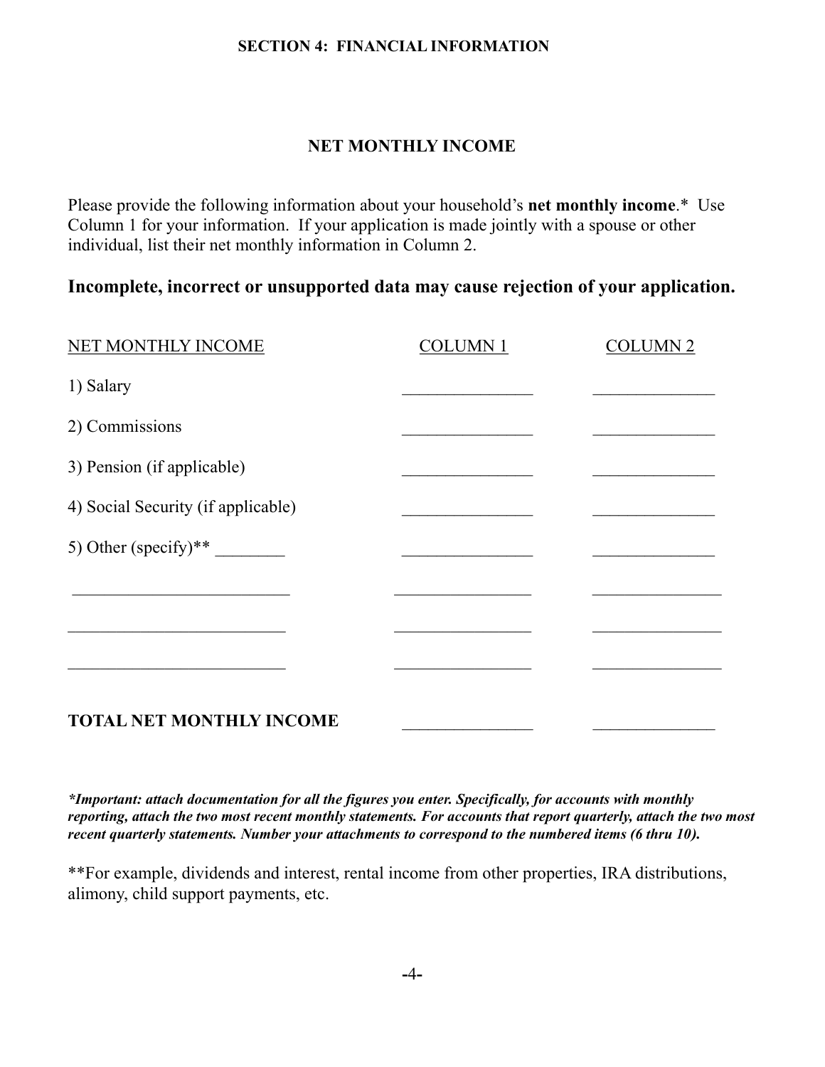## SECTION 4: FINANCIAL INFORMATION

### NET MONTHLY INCOME

Please provide the following information about your household's **net monthly income**.* Use Column 1 for your information. If your application is made jointly with a spouse or other individual, list their net monthly information in Column 2.

### Incomplete, incorrect or unsupported data may cause rejection of your application.

| NET MONTHLY INCOME | COLUMN 1 | COLUMN 2 |
|---|---|---|
| 1) Salary | _______________ | ______________ |
| 2) Commissions | _______________ | ______________ |
| 3) Pension (if applicable) | _______________ | ______________ |
| 4) Social Security (if applicable) | _______________ | ______________ |
| 5) Other (specify)** ________ | _______________ | ______________ |
| _________________________ | ________________ | _______________ |
| _________________________ | ________________ | _______________ |
| _________________________ | ________________ | _______________ |
| **TOTAL NET MONTHLY INCOME** | _______________ | ______________ |

****Important: attach documentation for all the figures you enter. Specifically, for accounts with monthly reporting, attach the two most recent monthly statements. For accounts that report quarterly, attach the two most recent quarterly statements. Number your attachments to correspond to the numbered items (6 thru 10).***

**For example, dividends and interest, rental income from other properties, IRA distributions, alimony, child support payments, etc.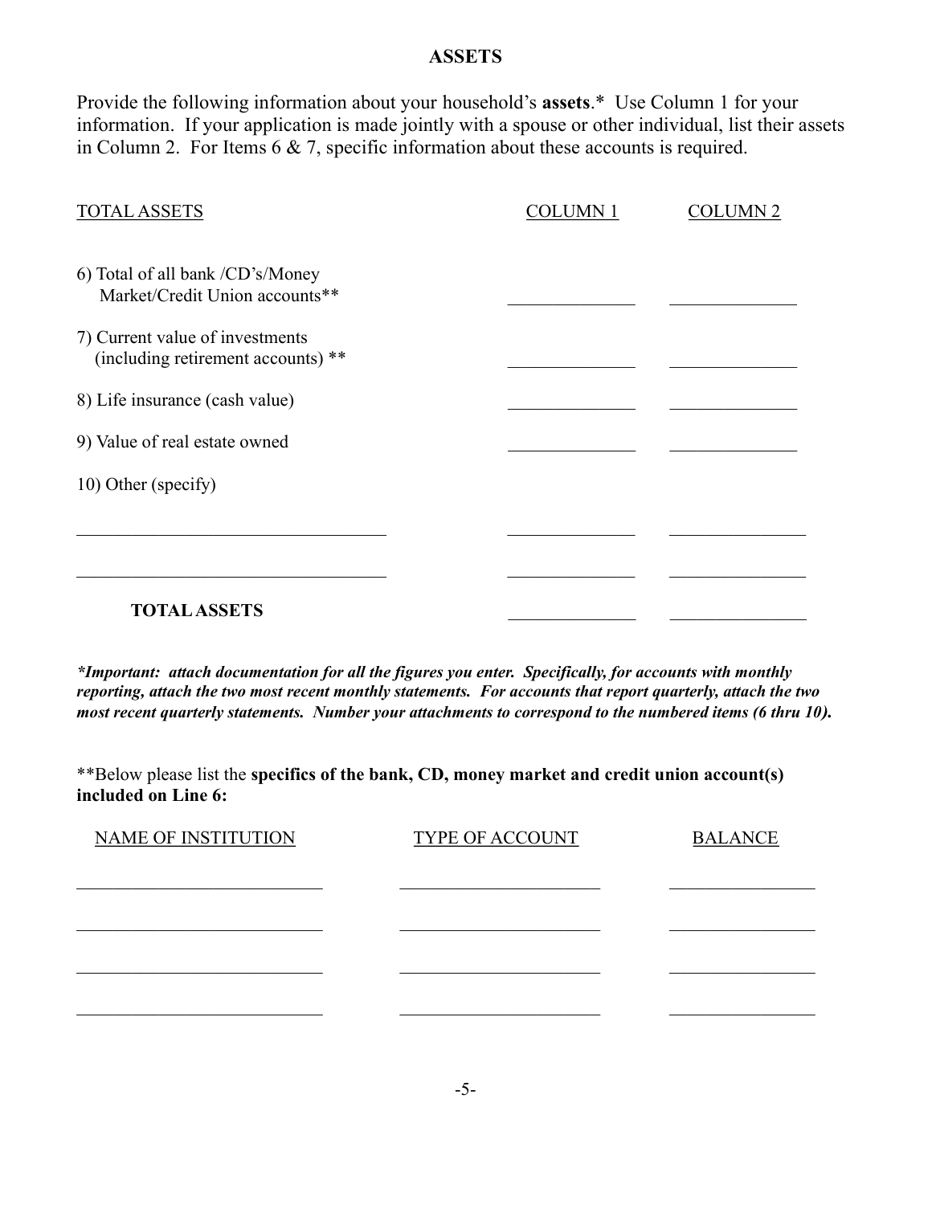## ASSETS

Provide the following information about your household's **assets**.* Use Column 1 for your information. If your application is made jointly with a spouse or other individual, list their assets in Column 2. For Items 6 & 7, specific information about these accounts is required.

| TOTAL ASSETS | COLUMN 1 | COLUMN 2 |
|---|---|---|
| 6) Total of all bank /CD's/Money Market/Credit Union accounts** | ______________ | ______________ |
| 7) Current value of investments (including retirement accounts) ** | ______________ | ______________ |
| 8) Life insurance (cash value) | ______________ | ______________ |
| 9) Value of real estate owned | ______________ | ______________ |
| 10) Other (specify) | | |
| ___________________________________ | ______________ | ______________ |
| ___________________________________ | ______________ | ______________ |
| **TOTAL ASSETS** | ______________ | ______________ |

****Important: attach documentation for all the figures you enter. Specifically, for accounts with monthly reporting, attach the two most recent monthly statements. For accounts that report quarterly, attach the two most recent quarterly statements. Number your attachments to correspond to the numbered items (6 thru 10).***

**Below please list the **specifics of the bank, CD, money market and credit union account(s) included on Line 6:**

| NAME OF INSTITUTION | TYPE OF ACCOUNT | BALANCE |
|---|---|---|
| ____________________________ | ______________________ | ________________ |
| ____________________________ | ______________________ | ________________ |
| ____________________________ | ______________________ | ________________ |
| ____________________________ | ______________________ | ________________ |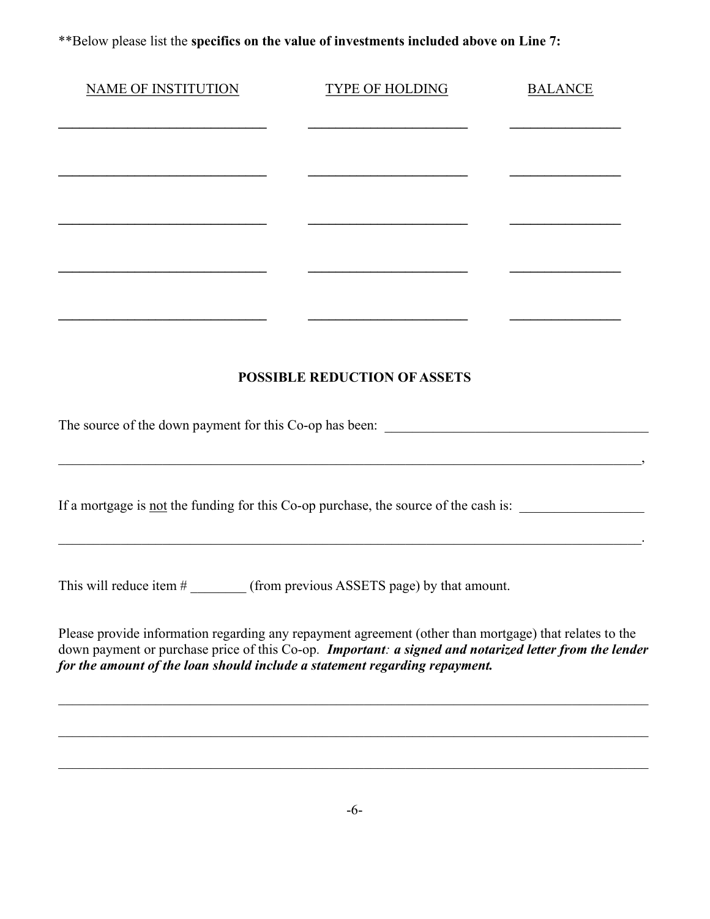**Below please list the **specifics on the value of investments included above on Line 7:**

| NAME OF INSTITUTION | TYPE OF HOLDING | BALANCE |
| --- | --- | --- |
| ______________________________ | ______________________ | _______________ |
| ______________________________ | ______________________ | _______________ |
| ______________________________ | ______________________ | _______________ |
| ______________________________ | ______________________ | _______________ |
| ______________________________ | ______________________ | _______________ |

## POSSIBLE REDUCTION OF ASSETS

The source of the down payment for this Co-op has been: ______________________________________

______________________________________________________________________________________,

If a mortgage is not the funding for this Co-op purchase, the source of the cash is: _________________

______________________________________________________________________________________.

This will reduce item # ________ (from previous ASSETS page) by that amount.

Please provide information regarding any repayment agreement (other than mortgage) that relates to the down payment or purchase price of this Co-op. ***Important: a signed and notarized letter from the lender for the amount of the loan should include a statement regarding repayment.***

______________________________________________________________________________________

______________________________________________________________________________________

______________________________________________________________________________________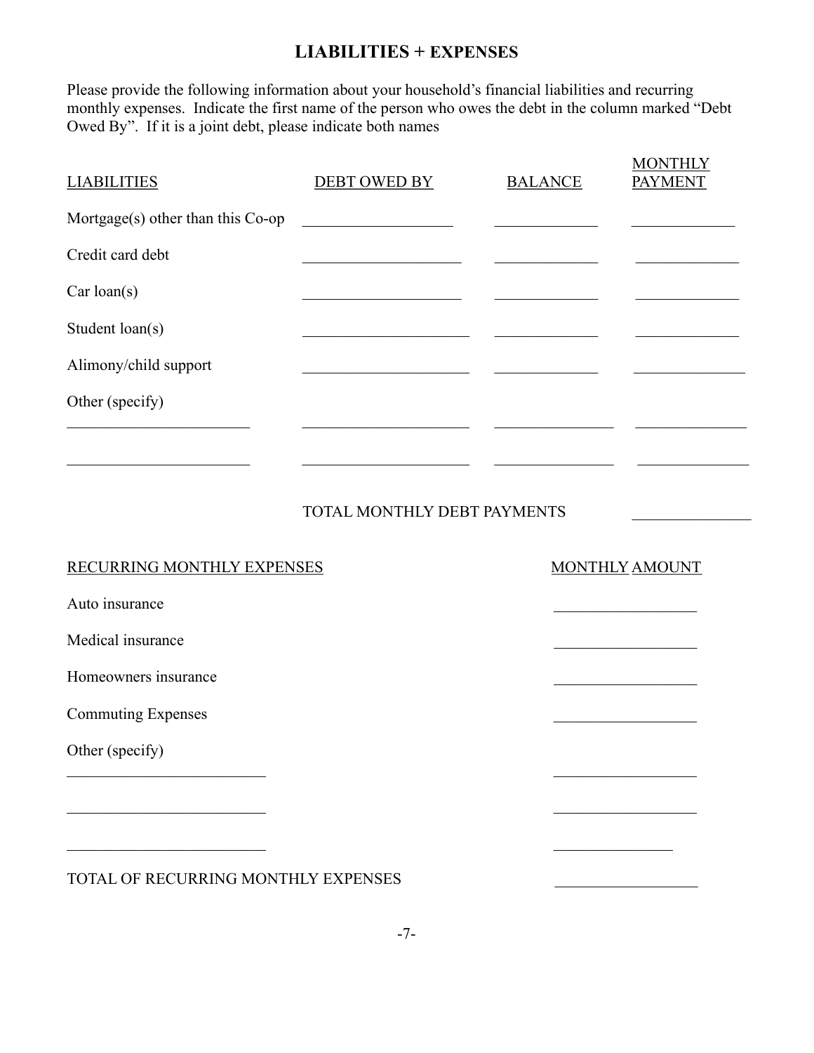## LIABILITIES + EXPENSES

Please provide the following information about your household's financial liabilities and recurring monthly expenses. Indicate the first name of the person who owes the debt in the column marked "Debt Owed By". If it is a joint debt, please indicate both names

| LIABILITIES | DEBT OWED BY | BALANCE | MONTHLY PAYMENT |
|---|---|---|---|
| Mortgage(s) other than this Co-op | | | |
| Credit card debt | | | |
| Car loan(s) | | | |
| Student loan(s) | | | |
| Alimony/child support | | | |
| Other (specify) | | | |
| | | | |
| | | | |
| | TOTAL MONTHLY DEBT PAYMENTS | | |

| RECURRING MONTHLY EXPENSES | MONTHLY AMOUNT |
|---|---|
| Auto insurance | |
| Medical insurance | |
| Homeowners insurance | |
| Commuting Expenses | |
| Other (specify) | |
| | |
| | |
| | |
| TOTAL OF RECURRING MONTHLY EXPENSES | |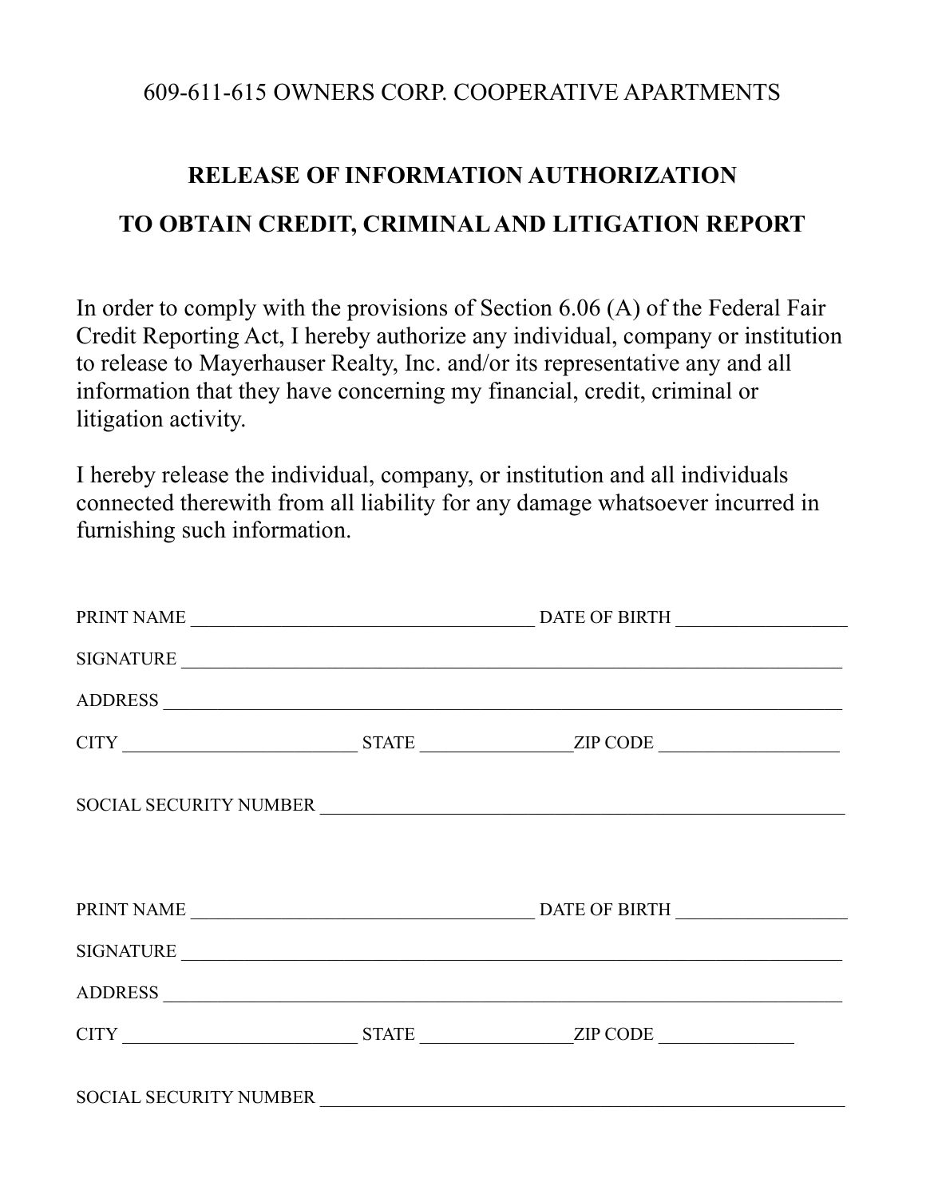609-611-615 OWNERS CORP. COOPERATIVE APARTMENTS

## RELEASE OF INFORMATION AUTHORIZATION

## TO OBTAIN CREDIT, CRIMINAL AND LITIGATION REPORT

In order to comply with the provisions of Section 6.06 (A) of the Federal Fair Credit Reporting Act, I hereby authorize any individual, company or institution to release to Mayerhauser Realty, Inc. and/or its representative any and all information that they have concerning my financial, credit, criminal or litigation activity.

I hereby release the individual, company, or institution and all individuals connected therewith from all liability for any damage whatsoever incurred in furnishing such information.

PRINT NAME ____________________________________ DATE OF BIRTH __________________

SIGNATURE _________________________________________________________________________

ADDRESS ___________________________________________________________________________

CITY _________________________ STATE ________________ZIP CODE ___________________

SOCIAL SECURITY NUMBER ________________________________________________________

PRINT NAME ____________________________________ DATE OF BIRTH __________________

SIGNATURE _________________________________________________________________________

ADDRESS ___________________________________________________________________________

CITY _________________________ STATE ________________ZIP CODE _______________

SOCIAL SECURITY NUMBER ________________________________________________________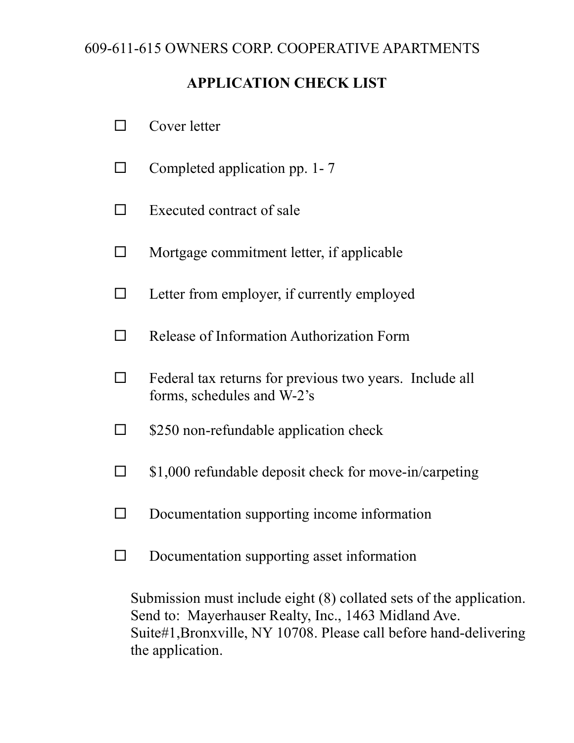609-611-615 OWNERS CORP. COOPERATIVE APARTMENTS

## APPLICATION CHECK LIST

- ☐ Cover letter
- ☐ Completed application pp. 1- 7
- ☐ Executed contract of sale
- ☐ Mortgage commitment letter, if applicable
- ☐ Letter from employer, if currently employed
- ☐ Release of Information Authorization Form
- ☐ Federal tax returns for previous two years. Include all forms, schedules and W-2's
- ☐ $250 non-refundable application check
- ☐ $1,000 refundable deposit check for move-in/carpeting
- ☐ Documentation supporting income information
- ☐ Documentation supporting asset information

Submission must include eight (8) collated sets of the application. Send to: Mayerhauser Realty, Inc., 1463 Midland Ave. Suite#1,Bronxville, NY 10708. Please call before hand-delivering the application.